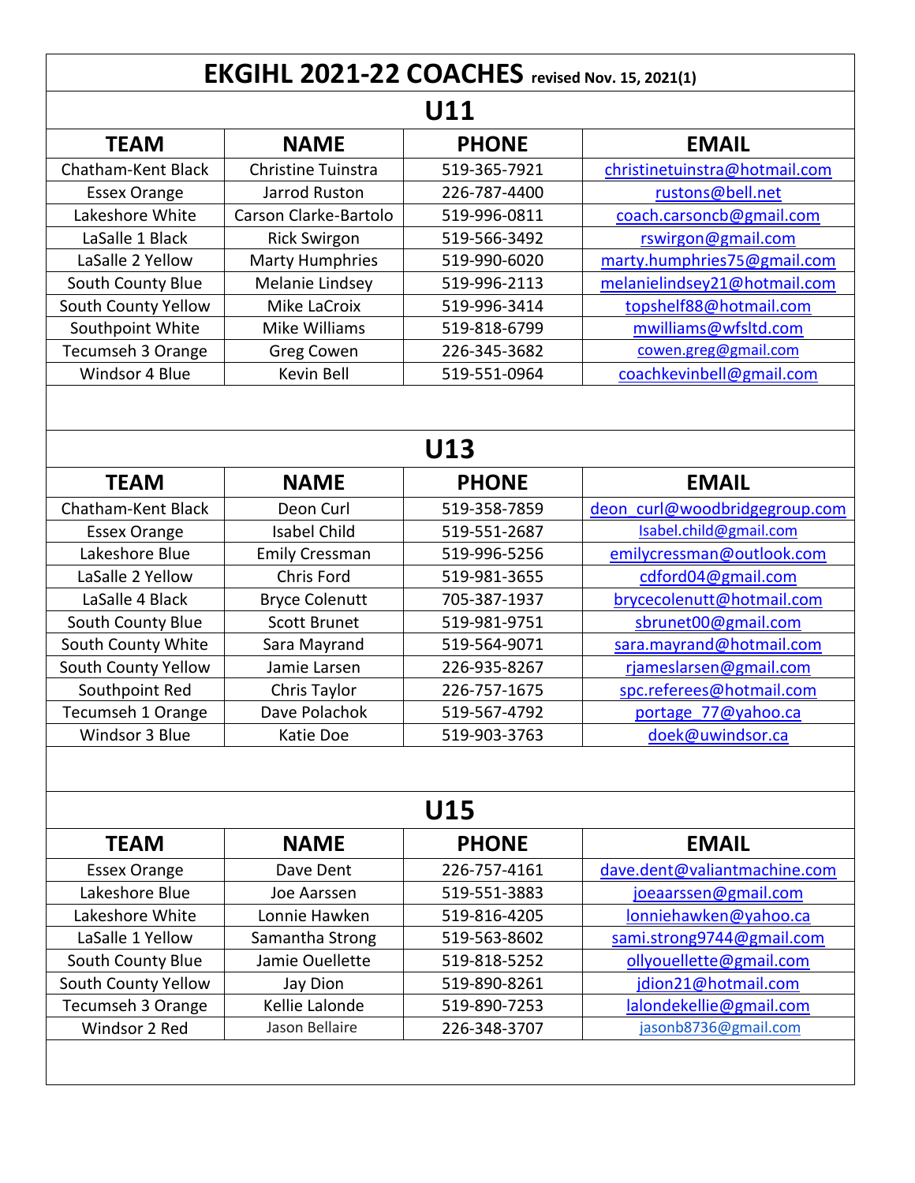# EKGIHL 2021-22 COACHES revised Nov. 15, 2021(1)

## U11

| TEAM | NAME | PHONE | EMAIL |
|---|---|---|---|
| Chatham-Kent Black | Christine Tuinstra | 519-365-7921 | christinetuinstra@hotmail.com |
| Essex Orange | Jarrod Ruston | 226-787-4400 | rustons@bell.net |
| Lakeshore White | Carson Clarke-Bartolo | 519-996-0811 | coach.carsoncb@gmail.com |
| LaSalle 1 Black | Rick Swirgon | 519-566-3492 | rswirgon@gmail.com |
| LaSalle 2 Yellow | Marty Humphries | 519-990-6020 | marty.humphries75@gmail.com |
| South County Blue | Melanie Lindsey | 519-996-2113 | melanielindsey21@hotmail.com |
| South County Yellow | Mike LaCroix | 519-996-3414 | topshelf88@hotmail.com |
| Southpoint White | Mike Williams | 519-818-6799 | mwilliams@wfsltd.com |
| Tecumseh 3 Orange | Greg Cowen | 226-345-3682 | cowen.greg@gmail.com |
| Windsor 4 Blue | Kevin Bell | 519-551-0964 | coachkevinbell@gmail.com |

## U13

| TEAM | NAME | PHONE | EMAIL |
|---|---|---|---|
| Chatham-Kent Black | Deon Curl | 519-358-7859 | deon_curl@woodbridgegroup.com |
| Essex Orange | Isabel Child | 519-551-2687 | Isabel.child@gmail.com |
| Lakeshore Blue | Emily Cressman | 519-996-5256 | emilycressman@outlook.com |
| LaSalle 2 Yellow | Chris Ford | 519-981-3655 | cdford04@gmail.com |
| LaSalle 4 Black | Bryce Colenutt | 705-387-1937 | brycecolenutt@hotmail.com |
| South County Blue | Scott Brunet | 519-981-9751 | sbrunet00@gmail.com |
| South County White | Sara Mayrand | 519-564-9071 | sara.mayrand@hotmail.com |
| South County Yellow | Jamie Larsen | 226-935-8267 | rjameslarsen@gmail.com |
| Southpoint Red | Chris Taylor | 226-757-1675 | spc.referees@hotmail.com |
| Tecumseh 1 Orange | Dave Polachok | 519-567-4792 | portage_77@yahoo.ca |
| Windsor 3 Blue | Katie Doe | 519-903-3763 | doek@uwindsor.ca |

## U15

| TEAM | NAME | PHONE | EMAIL |
|---|---|---|---|
| Essex Orange | Dave Dent | 226-757-4161 | dave.dent@valiantmachine.com |
| Lakeshore Blue | Joe Aarssen | 519-551-3883 | joeaarssen@gmail.com |
| Lakeshore White | Lonnie Hawken | 519-816-4205 | lonniehawken@yahoo.ca |
| LaSalle 1 Yellow | Samantha Strong | 519-563-8602 | sami.strong9744@gmail.com |
| South County Blue | Jamie Ouellette | 519-818-5252 | ollyouellette@gmail.com |
| South County Yellow | Jay Dion | 519-890-8261 | jdion21@hotmail.com |
| Tecumseh 3 Orange | Kellie Lalonde | 519-890-7253 | lalondekellie@gmail.com |
| Windsor 2 Red | Jason Bellaire | 226-348-3707 | jasonb8736@gmail.com |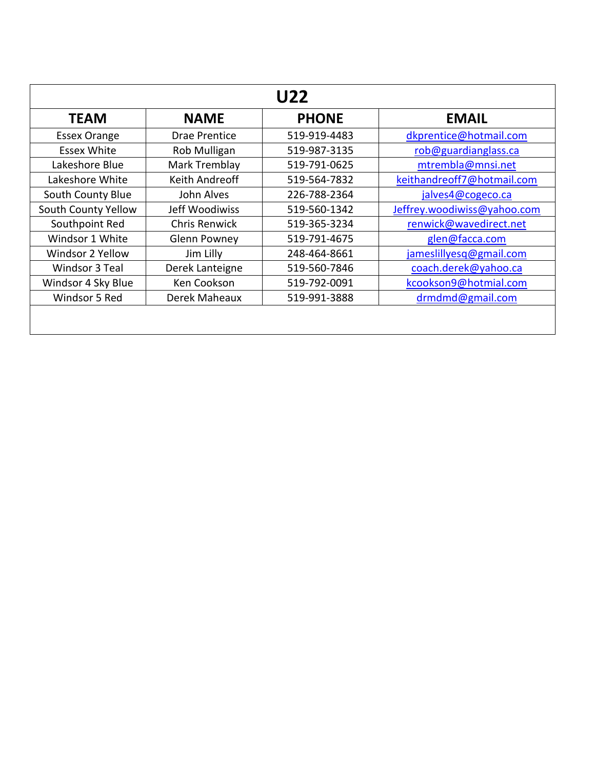| U22 | | | |
|---|---|---|---|
| **TEAM** | **NAME** | **PHONE** | **EMAIL** |
| Essex Orange | Drae Prentice | 519-919-4483 | dkprentice@hotmail.com |
| Essex White | Rob Mulligan | 519-987-3135 | rob@guardianglass.ca |
| Lakeshore Blue | Mark Tremblay | 519-791-0625 | mtrembla@mnsi.net |
| Lakeshore White | Keith Andreoff | 519-564-7832 | keithandreoff7@hotmail.com |
| South County Blue | John Alves | 226-788-2364 | jalves4@cogeco.ca |
| South County Yellow | Jeff Woodiwiss | 519-560-1342 | Jeffrey.woodiwiss@yahoo.com |
| Southpoint Red | Chris Renwick | 519-365-3234 | renwick@wavedirect.net |
| Windsor 1 White | Glenn Powney | 519-791-4675 | glen@facca.com |
| Windsor 2 Yellow | Jim Lilly | 248-464-8661 | jameslillyesq@gmail.com |
| Windsor 3 Teal | Derek Lanteigne | 519-560-7846 | coach.derek@yahoo.ca |
| Windsor 4 Sky Blue | Ken Cookson | 519-792-0091 | kcookson9@hotmial.com |
| Windsor 5 Red | Derek Maheaux | 519-991-3888 | drmdmd@gmail.com |